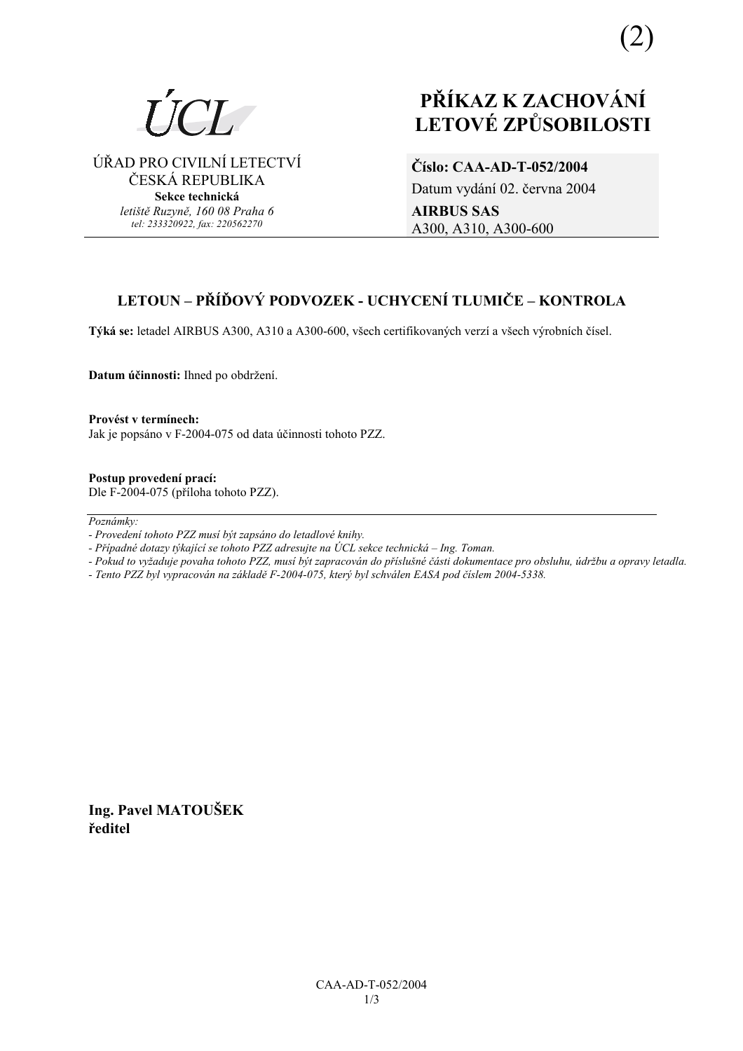(2)

ÚCL

ÚŘAD PRO CIVILNÍ LETECTVÍ
ČESKÁ REPUBLIKA
**Sekce technická**
*letiště Ruzyně, 160 08 Praha 6*
*tel: 233320922, fax: 220562270*

# PŘÍKAZ K ZACHOVÁNÍ LETOVÉ ZPŮSOBILOSTI

**Číslo: CAA-AD-T-052/2004**
Datum vydání 02. června 2004
**AIRBUS SAS**
A300, A310, A300-600

## LETOUN – PŘÍĎOVÝ PODVOZEK - UCHYCENÍ TLUMIČE – KONTROLA

**Týká se:** letadel AIRBUS A300, A310 a A300-600, všech certifikovaných verzí a všech výrobních čísel.

**Datum účinnosti:** Ihned po obdržení.

**Provést v termínech:**
Jak je popsáno v F-2004-075 od data účinnosti tohoto PZZ.

**Postup provedení prací:**
Dle F-2004-075 (příloha tohoto PZZ).

*Poznámky:*
*- Provedení tohoto PZZ musí být zapsáno do letadlové knihy.*
*- Případné dotazy týkající se tohoto PZZ adresujte na ÚCL sekce technická – Ing. Toman.*
*- Pokud to vyžaduje povaha tohoto PZZ, musí být zapracován do příslušné části dokumentace pro obsluhu, údržbu a opravy letadla.*
*- Tento PZZ byl vypracován na základě F-2004-075, který byl schválen EASA pod číslem 2004-5338.*

**Ing. Pavel MATOUŠEK**
**ředitel**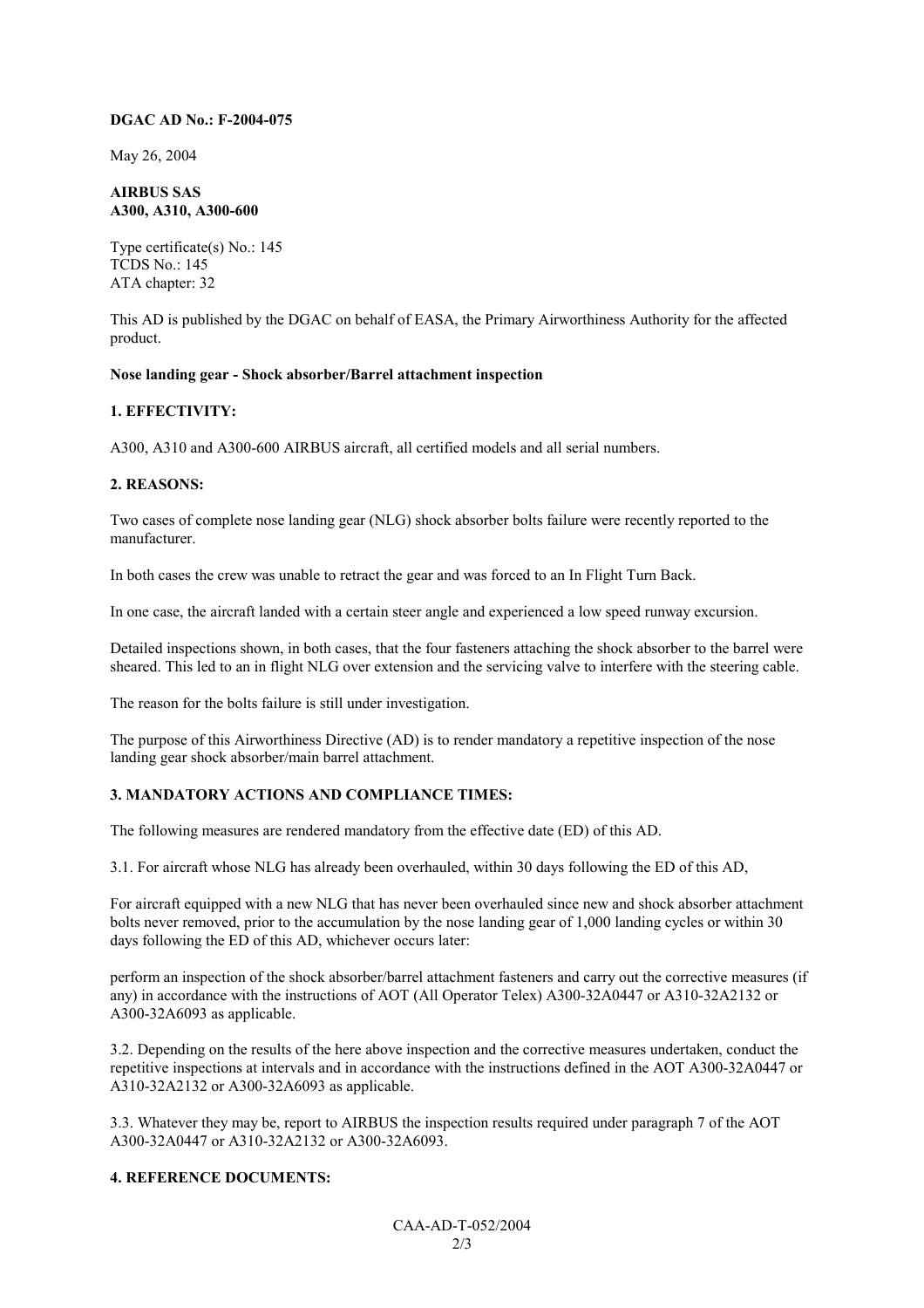**DGAC AD No.: F-2004-075**

May 26, 2004

**AIRBUS SAS**
**A300, A310, A300-600**

Type certificate(s) No.: 145
TCDS No.: 145
ATA chapter: 32

This AD is published by the DGAC on behalf of EASA, the Primary Airworthiness Authority for the affected product.

**Nose landing gear - Shock absorber/Barrel attachment inspection**

**1. EFFECTIVITY:**

A300, A310 and A300-600 AIRBUS aircraft, all certified models and all serial numbers.

**2. REASONS:**

Two cases of complete nose landing gear (NLG) shock absorber bolts failure were recently reported to the manufacturer.

In both cases the crew was unable to retract the gear and was forced to an In Flight Turn Back.

In one case, the aircraft landed with a certain steer angle and experienced a low speed runway excursion.

Detailed inspections shown, in both cases, that the four fasteners attaching the shock absorber to the barrel were sheared. This led to an in flight NLG over extension and the servicing valve to interfere with the steering cable.

The reason for the bolts failure is still under investigation.

The purpose of this Airworthiness Directive (AD) is to render mandatory a repetitive inspection of the nose landing gear shock absorber/main barrel attachment.

**3. MANDATORY ACTIONS AND COMPLIANCE TIMES:**

The following measures are rendered mandatory from the effective date (ED) of this AD.

3.1. For aircraft whose NLG has already been overhauled, within 30 days following the ED of this AD,

For aircraft equipped with a new NLG that has never been overhauled since new and shock absorber attachment bolts never removed, prior to the accumulation by the nose landing gear of 1,000 landing cycles or within 30 days following the ED of this AD, whichever occurs later:

perform an inspection of the shock absorber/barrel attachment fasteners and carry out the corrective measures (if any) in accordance with the instructions of AOT (All Operator Telex) A300-32A0447 or A310-32A2132 or A300-32A6093 as applicable.

3.2. Depending on the results of the here above inspection and the corrective measures undertaken, conduct the repetitive inspections at intervals and in accordance with the instructions defined in the AOT A300-32A0447 or A310-32A2132 or A300-32A6093 as applicable.

3.3. Whatever they may be, report to AIRBUS the inspection results required under paragraph 7 of the AOT A300-32A0447 or A310-32A2132 or A300-32A6093.

**4. REFERENCE DOCUMENTS:**

CAA-AD-T-052/2004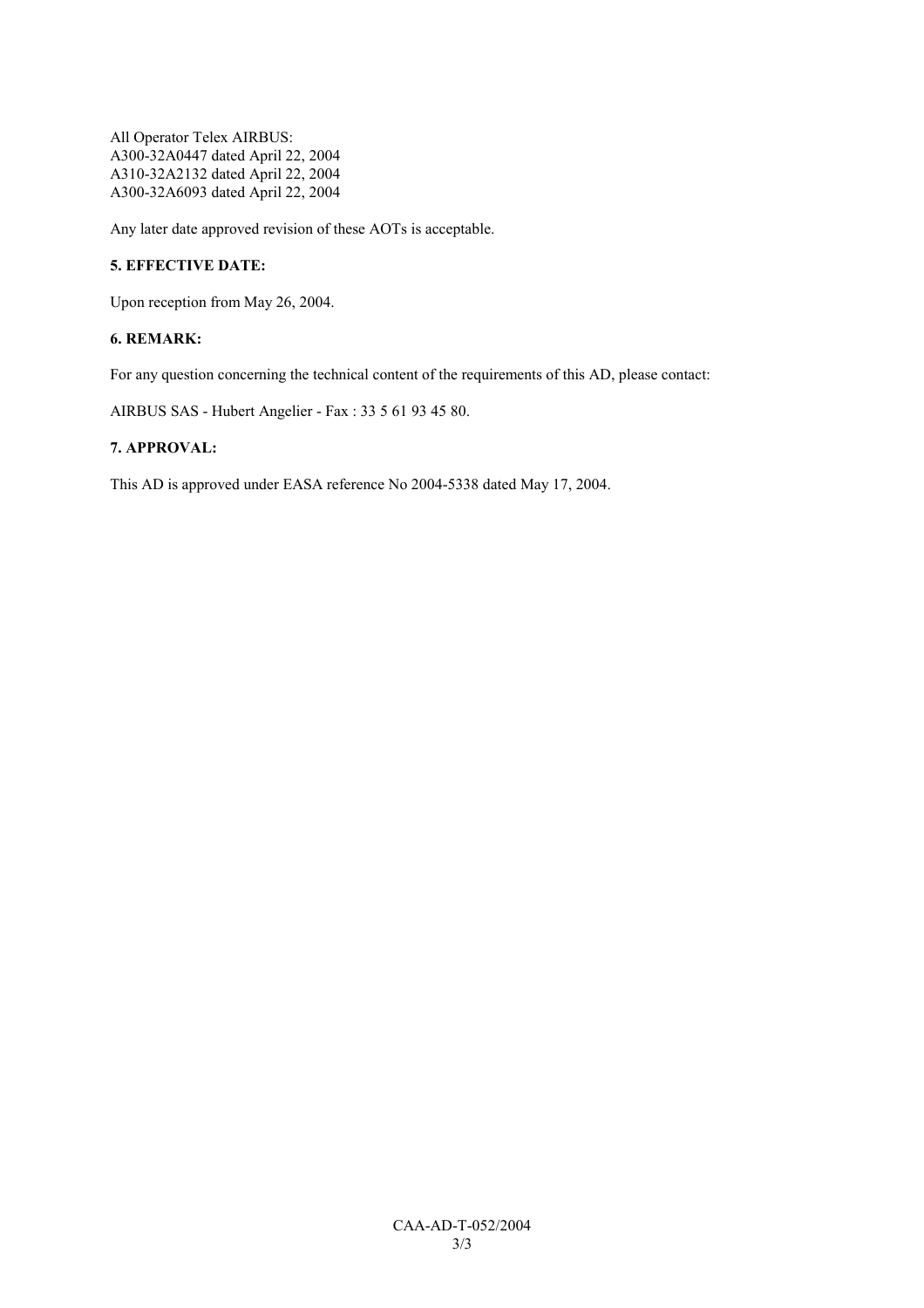All Operator Telex AIRBUS:
A300-32A0447 dated April 22, 2004
A310-32A2132 dated April 22, 2004
A300-32A6093 dated April 22, 2004

Any later date approved revision of these AOTs is acceptable.

**5. EFFECTIVE DATE:**

Upon reception from May 26, 2004.

**6. REMARK:**

For any question concerning the technical content of the requirements of this AD, please contact:

AIRBUS SAS - Hubert Angelier - Fax : 33 5 61 93 45 80.

**7. APPROVAL:**

This AD is approved under EASA reference No 2004-5338 dated May 17, 2004.